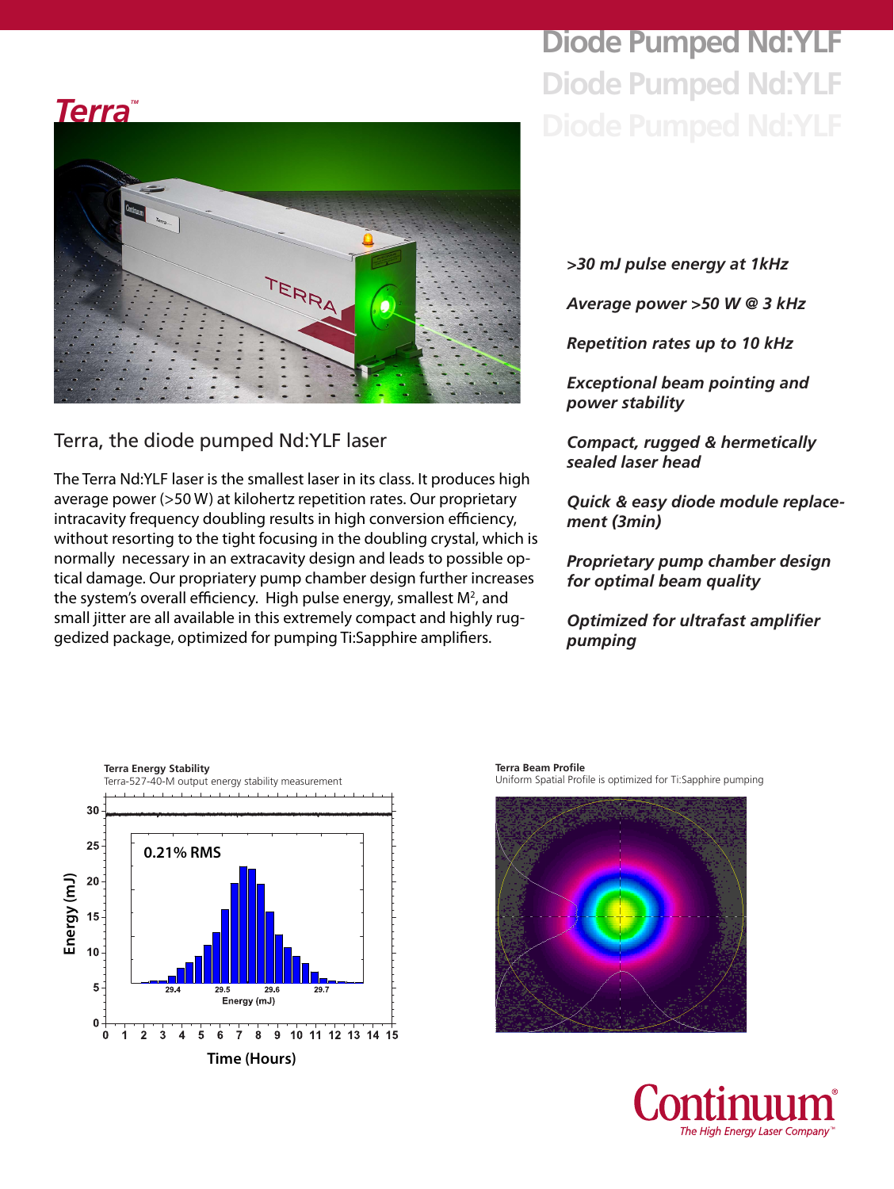# Diode Pumped Nd:YLF

## Terra™

### Terra, the diode pumped Nd:YLF laser

The Terra Nd:YLF laser is the smallest laser in its class. It produces high average power (>50 W) at kilohertz repetition rates. Our proprietary intracavity frequency doubling results in high conversion efficiency, without resorting to the tight focusing in the doubling crystal, which is normally necessary in an extracavity design and leads to possible optical damage. Our propriatery pump chamber design further increases the system's overall efficiency. High pulse energy, smallest $M^2$, and small jitter are all available in this extremely compact and highly ruggedized package, optimized for pumping Ti:Sapphire amplifiers.

*>30 mJ pulse energy at 1kHz*

*Average power >50 W @ 3 kHz*

*Repetition rates up to 10 kHz*

*Exceptional beam pointing and power stability*

*Compact, rugged & hermetically sealed laser head*

*Quick & easy diode module replacement (3min)*

*Proprietary pump chamber design for optimal beam quality*

*Optimized for ultrafast amplifier pumping*

**Terra Energy Stability**
Terra-527-40-M output energy stability measurement

**Terra Beam Profile**
Uniform Spatial Profile is optimized for Ti:Sapphire pumping

Continuum® The High Energy Laser Company™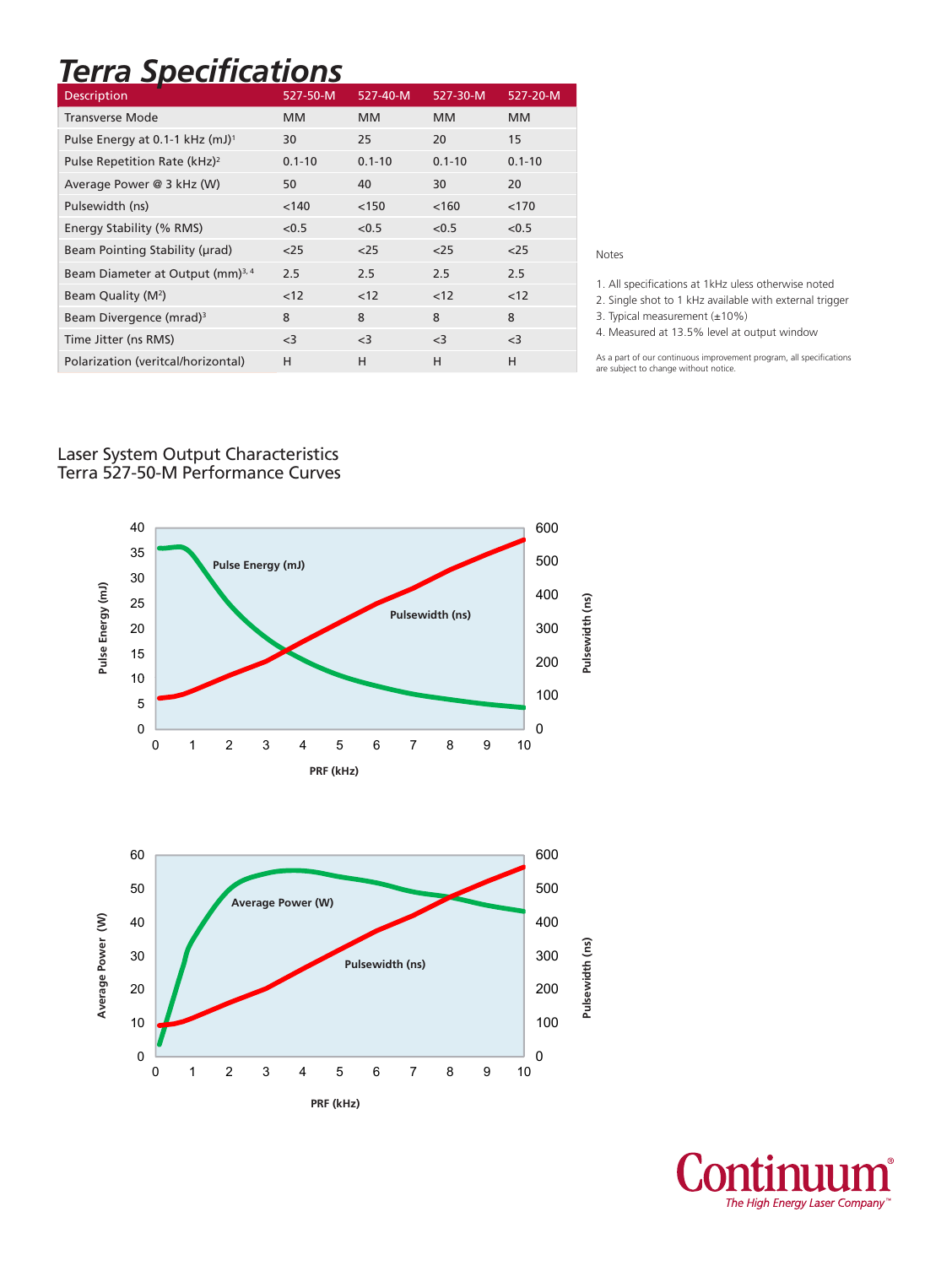# *Terra Specifications*

| Description | 527-50-M | 527-40-M | 527-30-M | 527-20-M |
|---|---|---|---|---|
| Transverse Mode | MM | MM | MM | MM |
| Pulse Energy at 0.1-1 kHz (mJ)[1] | 30 | 25 | 20 | 15 |
| Pulse Repetition Rate (kHz)[2] | 0.1-10 | 0.1-10 | 0.1-10 | 0.1-10 |
| Average Power @ 3 kHz (W) | 50 | 40 | 30 | 20 |
| Pulsewidth (ns) | <140 | <150 | <160 | <170 |
| Energy Stability (% RMS) | <0.5 | <0.5 | <0.5 | <0.5 |
| Beam Pointing Stability (μrad) | <25 | <25 | <25 | <25 |
| Beam Diameter at Output (mm)[3, 4] | 2.5 | 2.5 | 2.5 | 2.5 |
| Beam Quality ($M^2$) | <12 | <12 | <12 | <12 |
| Beam Divergence (mrad)[3] | 8 | 8 | 8 | 8 |
| Time Jitter (ns RMS) | <3 | <3 | <3 | <3 |
| Polarization (veritcal/horizontal) | H | H | H | H |

Notes

1. All specifications at 1kHz uless otherwise noted
2. Single shot to 1 kHz available with external trigger
3. Typical measurement (±10%)
4. Measured at 13.5% level at output window

As a part of our continuous improvement program, all specifications are subject to change without notice.

## Laser System Output Characteristics
## Terra 527-50-M Performance Curves

**Continuum®**
*The High Energy Laser Company™*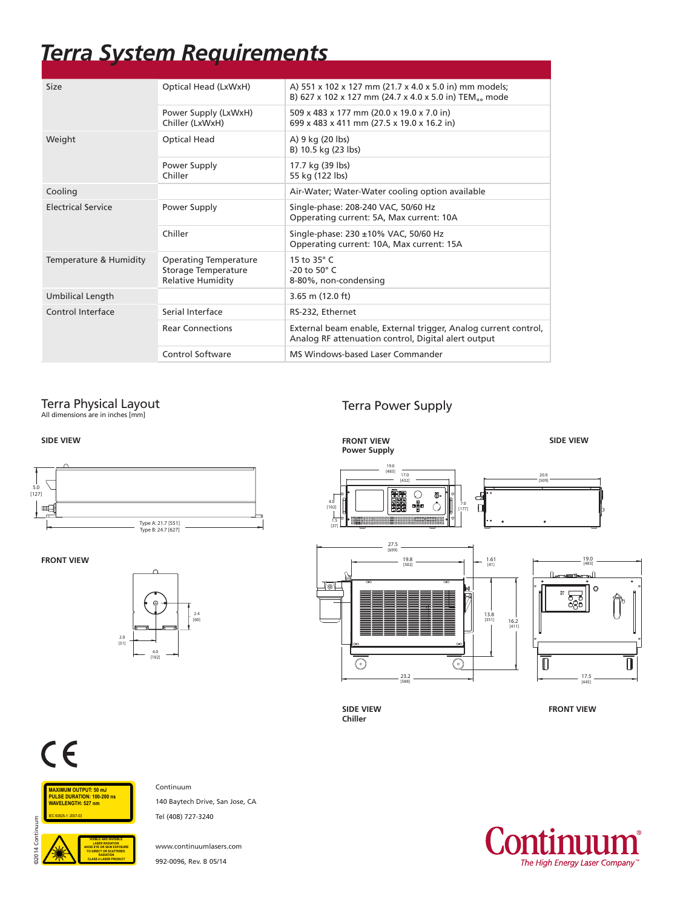# Terra System Requirements

| | | |
|---|---|---|
| Size | Optical Head (LxWxH) | A) 551 x 102 x 127 mm (21.7 x 4.0 x 5.0 in) mm models; B) 627 x 102 x 127 mm (24.7 x 4.0 x 5.0 in) $TEM_{oo}$ mode |
| | Power Supply (LxWxH) Chiller (LxWxH) | 509 x 483 x 177 mm (20.0 x 19.0 x 7.0 in) 699 x 483 x 411 mm (27.5 x 19.0 x 16.2 in) |
| Weight | Optical Head | A) 9 kg (20 lbs) B) 10.5 kg (23 lbs) |
| | Power Supply Chiller | 17.7 kg (39 lbs) 55 kg (122 lbs) |
| Cooling | | Air-Water; Water-Water cooling option available |
| Electrical Service | Power Supply | Single-phase: 208-240 VAC, 50/60 Hz Opperating current: 5A, Max current: 10A |
| | Chiller | Single-phase: 230 ±10% VAC, 50/60 Hz Opperating current: 10A, Max current: 15A |
| Temperature & Humidity | Operating Temperature Storage Temperature Relative Humidity | 15 to 35° C -20 to 50° C 8-80%, non-condensing |
| Umbilical Length | | 3.65 m (12.0 ft) |
| Control Interface | Serial Interface | RS-232, Ethernet |
| | Rear Connections | External beam enable, External trigger, Analog current control, Analog RF attenuation control, Digital alert output |
| | Control Software | MS Windows-based Laser Commander |

## Terra Physical Layout

All dimensions are in inches [mm]

**SIDE VIEW**

5.0 [127]

Type A: 21.7 [551]
Type B: 24.7 [627]

**FRONT VIEW**

2.4 [60]
2.0 [51]
4.0 [102]

## Terra Power Supply

**FRONT VIEW**
**Power Supply**

19.0 [483]
17.0 [432]
4.0 [102]
7.0 [177]
1.5 [37]

**SIDE VIEW**

20.0 [509]

27.5 [699]
19.8 [502]
1.61 [41]
13.8 [351]
16.2 [411]
23.2 [588]

19.0 [483]
17.5 [445]

**SIDE VIEW**
**Chiller**

**FRONT VIEW**

MAXIMUM OUTPUT: 50 mJ
PULSE DURATION: 100-200 ns
WAVELENGTH: 527 nm
IEC 60825-1: 2007-03

VISIBLE AND INVISIBLE LASER RADIATION
AVOID EYE OR SKIN EXPOSURE TO DIRECT OR SCATTERED RADIATION
CLASS 4 LASER PRODUCT

©2014 Continuum

Continuum

140 Baytech Drive, San Jose, CA

Tel (408) 727-3240

www.continuumlasers.com

992-0096, Rev. B 05/14

Continuum®
The High Energy Laser Company™